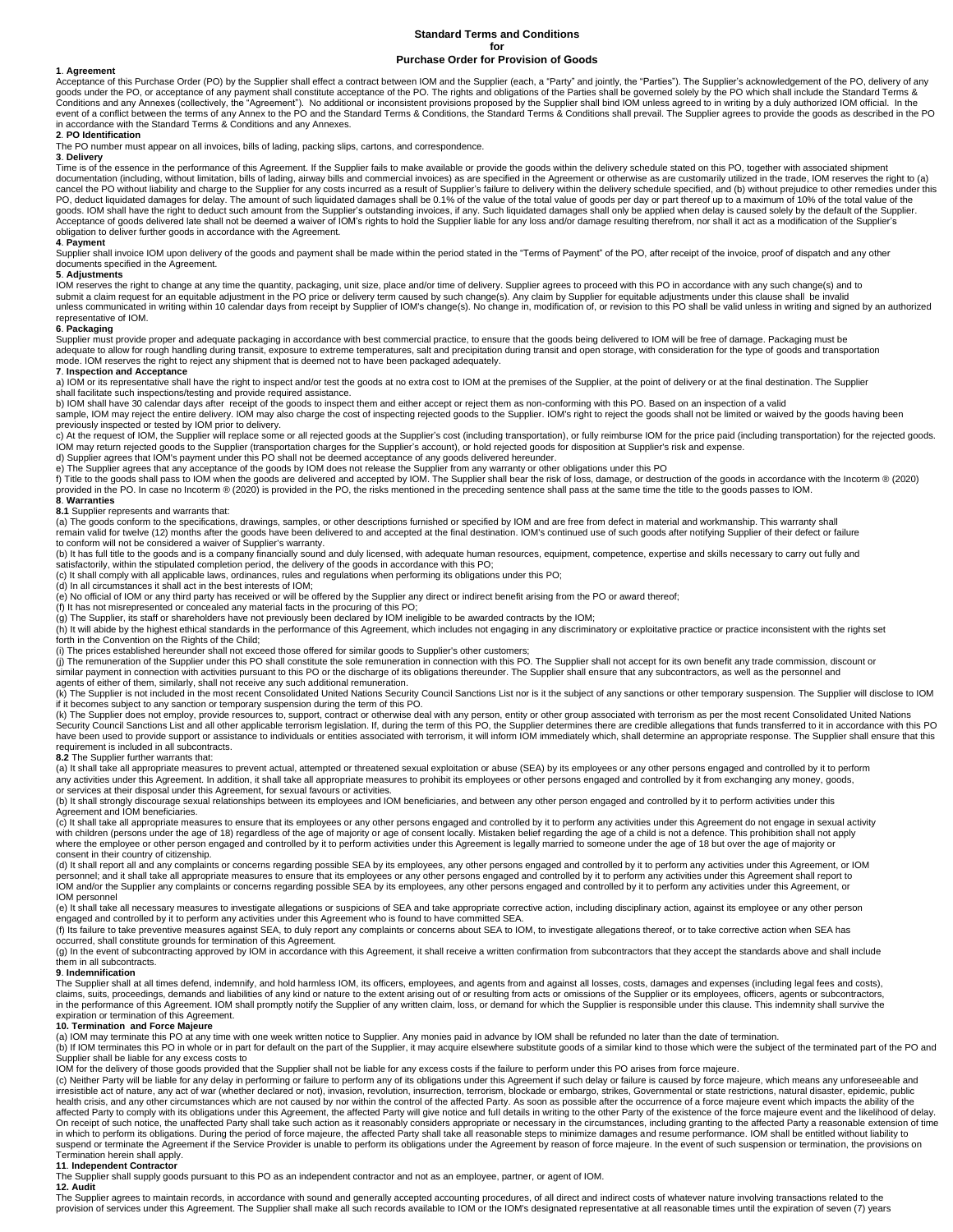# Standard Terms and Conditions
# for
# Purchase Order for Provision of Goods

**1**. **Agreement**

Acceptance of this Purchase Order (PO) by the Supplier shall effect a contract between IOM and the Supplier (each, a "Party" and jointly, the "Parties"). The Supplier's acknowledgement of the PO, delivery of any goods under the PO, or acceptance of any payment shall constitute acceptance of the PO. The rights and obligations of the Parties shall be governed solely by the PO which shall include the Standard Terms & Conditions and any Annexes (collectively, the "Agreement"). No additional or inconsistent provisions proposed by the Supplier shall bind IOM unless agreed to in writing by a duly authorized IOM official. In the event of a conflict between the terms of any Annex to the PO and the Standard Terms & Conditions, the Standard Terms & Conditions shall prevail. The Supplier agrees to provide the goods as described in the PO in accordance with the Standard Terms & Conditions and any Annexes.

**2**. **PO Identification**

The PO number must appear on all invoices, bills of lading, packing slips, cartons, and correspondence.

**3**. **Delivery**

Time is of the essence in the performance of this Agreement. If the Supplier fails to make available or provide the goods within the delivery schedule stated on this PO, together with associated shipment documentation (including, without limitation, bills of lading, airway bills and commercial invoices) as are specified in the Agreement or otherwise as are customarily utilized in the trade, IOM reserves the right to (a) cancel the PO without liability and charge to the Supplier for any costs incurred as a result of Supplier's failure to delivery within the delivery schedule specified, and (b) without prejudice to other remedies under this PO, deduct liquidated damages for delay. The amount of such liquidated damages shall be 0.1% of the value of the total value of goods per day or part thereof up to a maximum of 10% of the total value of the goods. IOM shall have the right to deduct such amount from the Supplier's outstanding invoices, if any. Such liquidated damages shall only be applied when delay is caused solely by the default of the Supplier. Acceptance of goods delivered late shall not be deemed a waiver of IOM's rights to hold the Supplier liable for any loss and/or damage resulting therefrom, nor shall it act as a modification of the Supplier's obligation to deliver further goods in accordance with the Agreement.

**4**. **Payment**

Supplier shall invoice IOM upon delivery of the goods and payment shall be made within the period stated in the "Terms of Payment" of the PO, after receipt of the invoice, proof of dispatch and any other documents specified in the Agreement.

**5**. **Adjustments**

IOM reserves the right to change at any time the quantity, packaging, unit size, place and/or time of delivery. Supplier agrees to proceed with this PO in accordance with any such change(s) and to submit a claim request for an equitable adjustment in the PO price or delivery term caused by such change(s). Any claim by Supplier for equitable adjustments under this clause shall be invalid unless communicated in writing within 10 calendar days from receipt by Supplier of IOM's change(s). No change in, modification of, or revision to this PO shall be valid unless in writing and signed by an authorized representative of IOM.

**6**. **Packaging**

Supplier must provide proper and adequate packaging in accordance with best commercial practice, to ensure that the goods being delivered to IOM will be free of damage. Packaging must be adequate to allow for rough handling during transit, exposure to extreme temperatures, salt and precipitation during transit and open storage, with consideration for the type of goods and transportation mode. IOM reserves the right to reject any shipment that is deemed not to have been packaged adequately.

**7**. **Inspection and Acceptance**

a) IOM or its representative shall have the right to inspect and/or test the goods at no extra cost to IOM at the premises of the Supplier, at the point of delivery or at the final destination. The Supplier shall facilitate such inspections/testing and provide required assistance.

b) IOM shall have 30 calendar days after receipt of the goods to inspect them and either accept or reject them as non-conforming with this PO. Based on an inspection of a valid sample, IOM may reject the entire delivery. IOM may also charge the cost of inspecting rejected goods to the Supplier. IOM's right to reject the goods shall not be limited or waived by the goods having been previously inspected or tested by IOM prior to delivery.

c) At the request of IOM, the Supplier will replace some or all rejected goods at the Supplier's cost (including transportation), or fully reimburse IOM for the price paid (including transportation) for the rejected goods. IOM may return rejected goods to the Supplier (transportation charges for the Supplier's account), or hold rejected goods for disposition at Supplier's risk and expense.

d) Supplier agrees that IOM's payment under this PO shall not be deemed acceptance of any goods delivered hereunder.

e) The Supplier agrees that any acceptance of the goods by IOM does not release the Supplier from any warranty or other obligations under this PO

f) Title to the goods shall pass to IOM when the goods are delivered and accepted by IOM. The Supplier shall bear the risk of loss, damage, or destruction of the goods in accordance with the Incoterm ® (2020) provided in the PO. In case no Incoterm ® (2020) is provided in the PO, the risks mentioned in the preceding sentence shall pass at the same time the title to the goods passes to IOM.

**8**. **Warranties**

**8.1** Supplier represents and warrants that:

(a) The goods conform to the specifications, drawings, samples, or other descriptions furnished or specified by IOM and are free from defect in material and workmanship. This warranty shall remain valid for twelve (12) months after the goods have been delivered to and accepted at the final destination. IOM's continued use of such goods after notifying Supplier of their defect or failure to conform will not be considered a waiver of Supplier's warranty.

(b) It has full title to the goods and is a company financially sound and duly licensed, with adequate human resources, equipment, competence, expertise and skills necessary to carry out fully and satisfactorily, within the stipulated completion period, the delivery of the goods in accordance with this PO;

(c) It shall comply with all applicable laws, ordinances, rules and regulations when performing its obligations under this PO;

(d) In all circumstances it shall act in the best interests of IOM;

(e) No official of IOM or any third party has received or will be offered by the Supplier any direct or indirect benefit arising from the PO or award thereof;

(f) It has not misrepresented or concealed any material facts in the procuring of this PO;

(g) The Supplier, its staff or shareholders have not previously been declared by IOM ineligible to be awarded contracts by the IOM;

(h) It will abide by the highest ethical standards in the performance of this Agreement, which includes not engaging in any discriminatory or exploitative practice or practice inconsistent with the rights set forth in the Convention on the Rights of the Child;

(i) The prices established hereunder shall not exceed those offered for similar goods to Supplier's other customers;

(j) The remuneration of the Supplier under this PO shall constitute the sole remuneration in connection with this PO. The Supplier shall not accept for its own benefit any trade commission, discount or similar payment in connection with activities pursuant to this PO or the discharge of its obligations thereunder. The Supplier shall ensure that any subcontractors, as well as the personnel and agents of either of them, similarly, shall not receive any such additional remuneration.

(k) The Supplier is not included in the most recent Consolidated United Nations Security Council Sanctions List nor is it the subject of any sanctions or other temporary suspension. The Supplier will disclose to IOM if it becomes subject to any sanction or temporary suspension during the term of this PO.

(k) The Supplier does not employ, provide resources to, support, contract or otherwise deal with any person, entity or other group associated with terrorism as per the most recent Consolidated United Nations Security Council Sanctions List and all other applicable terrorism legislation. If, during the term of this PO, the Supplier determines there are credible allegations that funds transferred to it in accordance with this PO have been used to provide support or assistance to individuals or entities associated with terrorism, it will inform IOM immediately which, shall determine an appropriate response. The Supplier shall ensure that this requirement is included in all subcontracts.

**8.2** The Supplier further warrants that:

(a) It shall take all appropriate measures to prevent actual, attempted or threatened sexual exploitation or abuse (SEA) by its employees or any other persons engaged and controlled by it to perform any activities under this Agreement. In addition, it shall take all appropriate measures to prohibit its employees or other persons engaged and controlled by it from exchanging any money, goods, or services at their disposal under this Agreement, for sexual favours or activities.

(b) It shall strongly discourage sexual relationships between its employees and IOM beneficiaries, and between any other person engaged and controlled by it to perform activities under this Agreement and IOM beneficiaries.

(c) It shall take all appropriate measures to ensure that its employees or any other persons engaged and controlled by it to perform any activities under this Agreement do not engage in sexual activity with children (persons under the age of 18) regardless of the age of majority or age of consent locally. Mistaken belief regarding the age of a child is not a defence. This prohibition shall not apply where the employee or other person engaged and controlled by it to perform activities under this Agreement is legally married to someone under the age of 18 but over the age of majority or consent in their country of citizenship.

(d) It shall report all and any complaints or concerns regarding possible SEA by its employees, any other persons engaged and controlled by it to perform any activities under this Agreement, or IOM personnel; and it shall take all appropriate measures to ensure that its employees or any other persons engaged and controlled by it to perform any activities under this Agreement shall report to IOM and/or the Supplier any complaints or concerns regarding possible SEA by its employees, any other persons engaged and controlled by it to perform any activities under this Agreement, or IOM personnel

(e) It shall take all necessary measures to investigate allegations or suspicions of SEA and take appropriate corrective action, including disciplinary action, against its employee or any other person engaged and controlled by it to perform any activities under this Agreement who is found to have committed SEA.

(f) Its failure to take preventive measures against SEA, to duly report any complaints or concerns about SEA to IOM, to investigate allegations thereof, or to take corrective action when SEA has occurred, shall constitute grounds for termination of this Agreement.

(g) In the event of subcontracting approved by IOM in accordance with this Agreement, it shall receive a written confirmation from subcontractors that they accept the standards above and shall include them in all subcontracts.

**9**. **Indemnification**

The Supplier shall at all times defend, indemnify, and hold harmless IOM, its officers, employees, and agents from and against all losses, costs, damages and expenses (including legal fees and costs), claims, suits, proceedings, demands and liabilities of any kind or nature to the extent arising out of or resulting from acts or omissions of the Supplier or its employees, officers, agents or subcontractors, in the performance of this Agreement. IOM shall promptly notify the Supplier of any written claim, loss, or demand for which the Supplier is responsible under this clause. This indemnity shall survive the expiration or termination of this Agreement.

**10. Termination and Force Majeure**

(a) IOM may terminate this PO at any time with one week written notice to Supplier. Any monies paid in advance by IOM shall be refunded no later than the date of termination.

(b) If IOM terminates this PO in whole or in part for default on the part of the Supplier, it may acquire elsewhere substitute goods of a similar kind to those which were the subject of the terminated part of the PO and Supplier shall be liable for any excess costs to IOM for the delivery of those goods provided that the Supplier shall not be liable for any excess costs if the failure to perform under this PO arises from force majeure.

(c) Neither Party will be liable for any delay in performing or failure to perform any of its obligations under this Agreement if such delay or failure is caused by force majeure, which means any unforeseeable and irresistible act of nature, any act of war (whether declared or not), invasion, revolution, insurrection, terrorism, blockade or embargo, strikes, Governmental or state restrictions, natural disaster, epidemic, public health crisis, and any other circumstances which are not caused by nor within the control of the affected Party. As soon as possible after the occurrence of a force majeure event which impacts the ability of the affected Party to comply with its obligations under this Agreement, the affected Party will give notice and full details in writing to the other Party of the existence of the force majeure event and the likelihood of delay. On receipt of such notice, the unaffected Party shall take such action as it reasonably considers appropriate or necessary in the circumstances, including granting to the affected Party a reasonable extension of time in which to perform its obligations. During the period of force majeure, the affected Party shall take all reasonable steps to minimize damages and resume performance. IOM shall be entitled without liability to suspend or terminate the Agreement if the Service Provider is unable to perform its obligations under the Agreement by reason of force majeure. In the event of such suspension or termination, the provisions on Termination herein shall apply.

**11**. **Independent Contractor**

The Supplier shall supply goods pursuant to this PO as an independent contractor and not as an employee, partner, or agent of IOM.

**12. Audit**

The Supplier agrees to maintain records, in accordance with sound and generally accepted accounting procedures, of all direct and indirect costs of whatever nature involving transactions related to the provision of services under this Agreement. The Supplier shall make all such records available to IOM or the IOM's designated representative at all reasonable times until the expiration of seven (7) years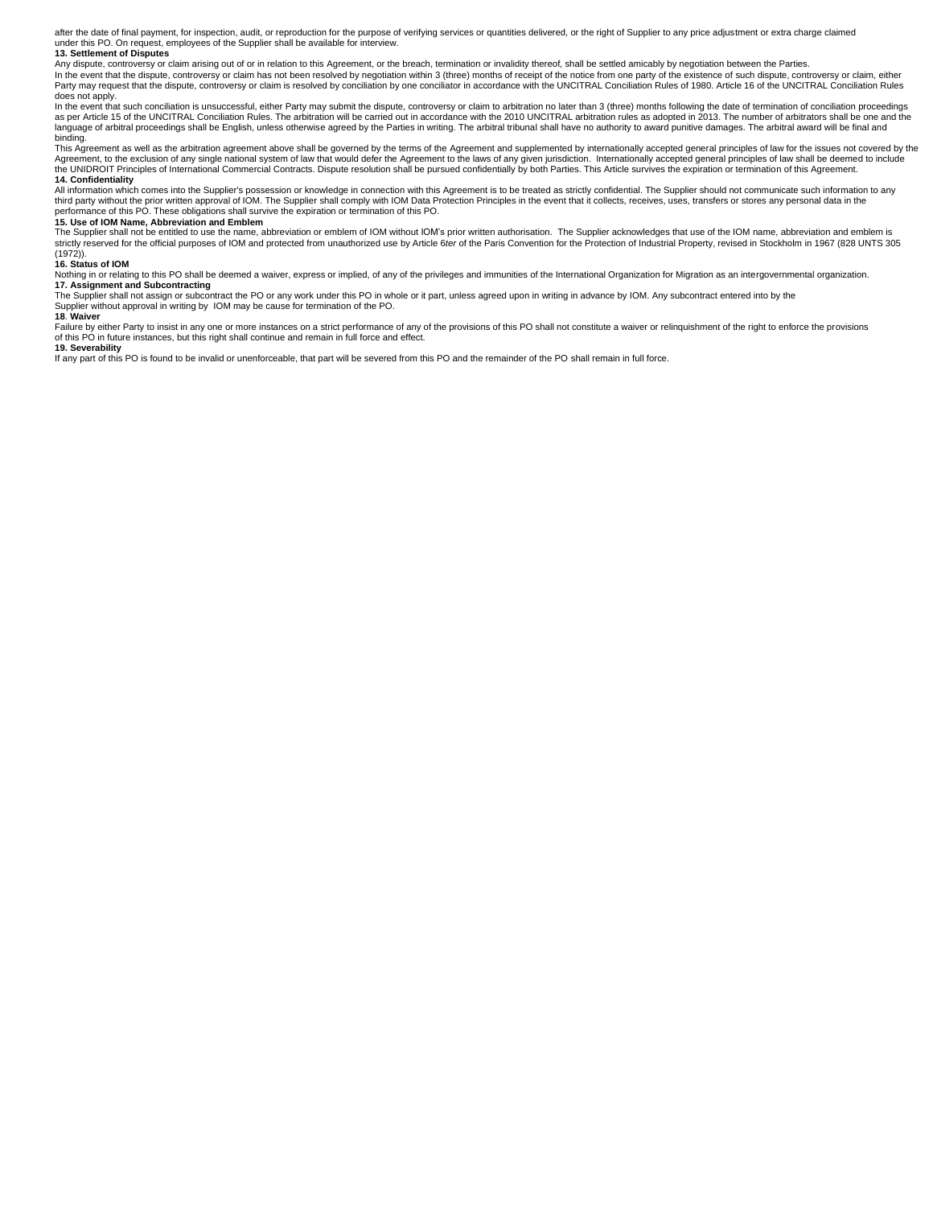after the date of final payment, for inspection, audit, or reproduction for the purpose of verifying services or quantities delivered, or the right of Supplier to any price adjustment or extra charge claimed under this PO. On request, employees of the Supplier shall be available for interview.

**13. Settlement of Disputes**

Any dispute, controversy or claim arising out of or in relation to this Agreement, or the breach, termination or invalidity thereof, shall be settled amicably by negotiation between the Parties.

In the event that the dispute, controversy or claim has not been resolved by negotiation within 3 (three) months of receipt of the notice from one party of the existence of such dispute, controversy or claim, either Party may request that the dispute, controversy or claim is resolved by conciliation by one conciliator in accordance with the UNCITRAL Conciliation Rules of 1980. Article 16 of the UNCITRAL Conciliation Rules does not apply.

In the event that such conciliation is unsuccessful, either Party may submit the dispute, controversy or claim to arbitration no later than 3 (three) months following the date of termination of conciliation proceedings as per Article 15 of the UNCITRAL Conciliation Rules. The arbitration will be carried out in accordance with the 2010 UNCITRAL arbitration rules as adopted in 2013. The number of arbitrators shall be one and the language of arbitral proceedings shall be English, unless otherwise agreed by the Parties in writing. The arbitral tribunal shall have no authority to award punitive damages. The arbitral award will be final and binding.

This Agreement as well as the arbitration agreement above shall be governed by the terms of the Agreement and supplemented by internationally accepted general principles of law for the issues not covered by the Agreement, to the exclusion of any single national system of law that would defer the Agreement to the laws of any given jurisdiction. Internationally accepted general principles of law shall be deemed to include the UNIDROIT Principles of International Commercial Contracts. Dispute resolution shall be pursued confidentially by both Parties. This Article survives the expiration or termination of this Agreement.

**14. Confidentiality**

All information which comes into the Supplier's possession or knowledge in connection with this Agreement is to be treated as strictly confidential. The Supplier should not communicate such information to any third party without the prior written approval of IOM. The Supplier shall comply with IOM Data Protection Principles in the event that it collects, receives, uses, transfers or stores any personal data in the performance of this PO. These obligations shall survive the expiration or termination of this PO.

**15. Use of IOM Name, Abbreviation and Emblem**

The Supplier shall not be entitled to use the name, abbreviation or emblem of IOM without IOM's prior written authorisation. The Supplier acknowledges that use of the IOM name, abbreviation and emblem is strictly reserved for the official purposes of IOM and protected from unauthorized use by Article 6*ter* of the Paris Convention for the Protection of Industrial Property, revised in Stockholm in 1967 (828 UNTS 305 (1972)).

**16. Status of IOM**

Nothing in or relating to this PO shall be deemed a waiver, express or implied, of any of the privileges and immunities of the International Organization for Migration as an intergovernmental organization.

**17. Assignment and Subcontracting**

The Supplier shall not assign or subcontract the PO or any work under this PO in whole or it part, unless agreed upon in writing in advance by IOM. Any subcontract entered into by the Supplier without approval in writing by IOM may be cause for termination of the PO.

**18. Waiver**

Failure by either Party to insist in any one or more instances on a strict performance of any of the provisions of this PO shall not constitute a waiver or relinquishment of the right to enforce the provisions of this PO in future instances, but this right shall continue and remain in full force and effect.

**19. Severability**

If any part of this PO is found to be invalid or unenforceable, that part will be severed from this PO and the remainder of the PO shall remain in full force.